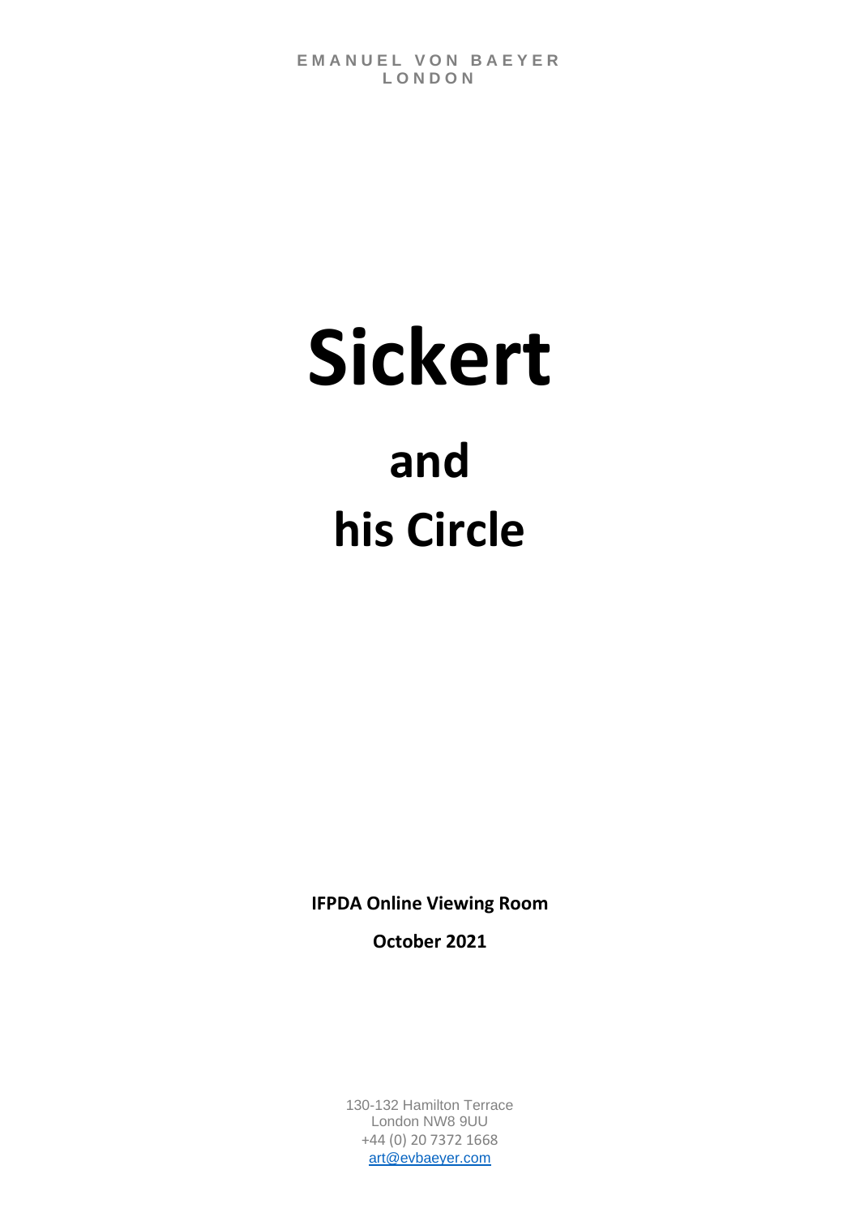EMANUEL VON BAEYER
LONDON

# Sickert

## and
## his Circle

**IFPDA Online Viewing Room**

**October 2021**

130-132 Hamilton Terrace
London NW8 9UU
+44 (0) 20 7372 1668
art@evbaeyer.com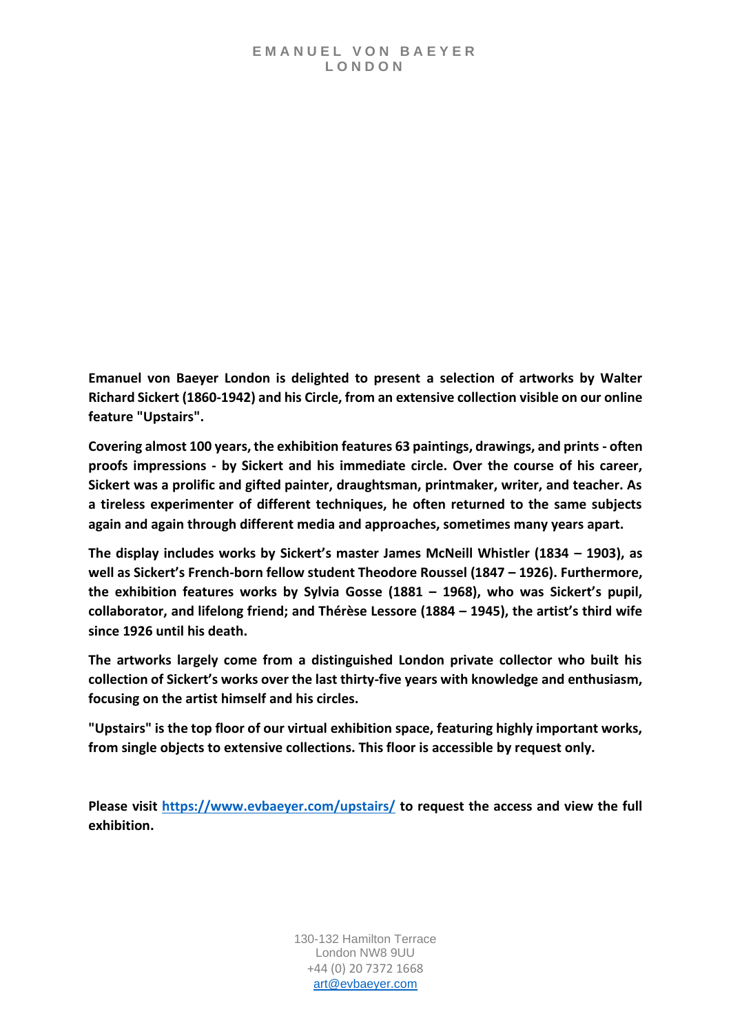**Emanuel von Baeyer London is delighted to present a selection of artworks by Walter Richard Sickert (1860-1942) and his Circle, from an extensive collection visible on our online feature "Upstairs".**

**Covering almost 100 years, the exhibition features 63 paintings, drawings, and prints - often proofs impressions - by Sickert and his immediate circle. Over the course of his career, Sickert was a prolific and gifted painter, draughtsman, printmaker, writer, and teacher. As a tireless experimenter of different techniques, he often returned to the same subjects again and again through different media and approaches, sometimes many years apart.**

**The display includes works by Sickert's master James McNeill Whistler (1834 – 1903), as well as Sickert's French-born fellow student Theodore Roussel (1847 – 1926). Furthermore, the exhibition features works by Sylvia Gosse (1881 – 1968), who was Sickert's pupil, collaborator, and lifelong friend; and Thérèse Lessore (1884 – 1945), the artist's third wife since 1926 until his death.**

**The artworks largely come from a distinguished London private collector who built his collection of Sickert's works over the last thirty-five years with knowledge and enthusiasm, focusing on the artist himself and his circles.**

**"Upstairs" is the top floor of our virtual exhibition space, featuring highly important works, from single objects to extensive collections. This floor is accessible by request only.**

**Please visit [https://www.evbaeyer.com/upstairs/](https://www.evbaeyer.com/upstairs/) to request the access and view the full exhibition.**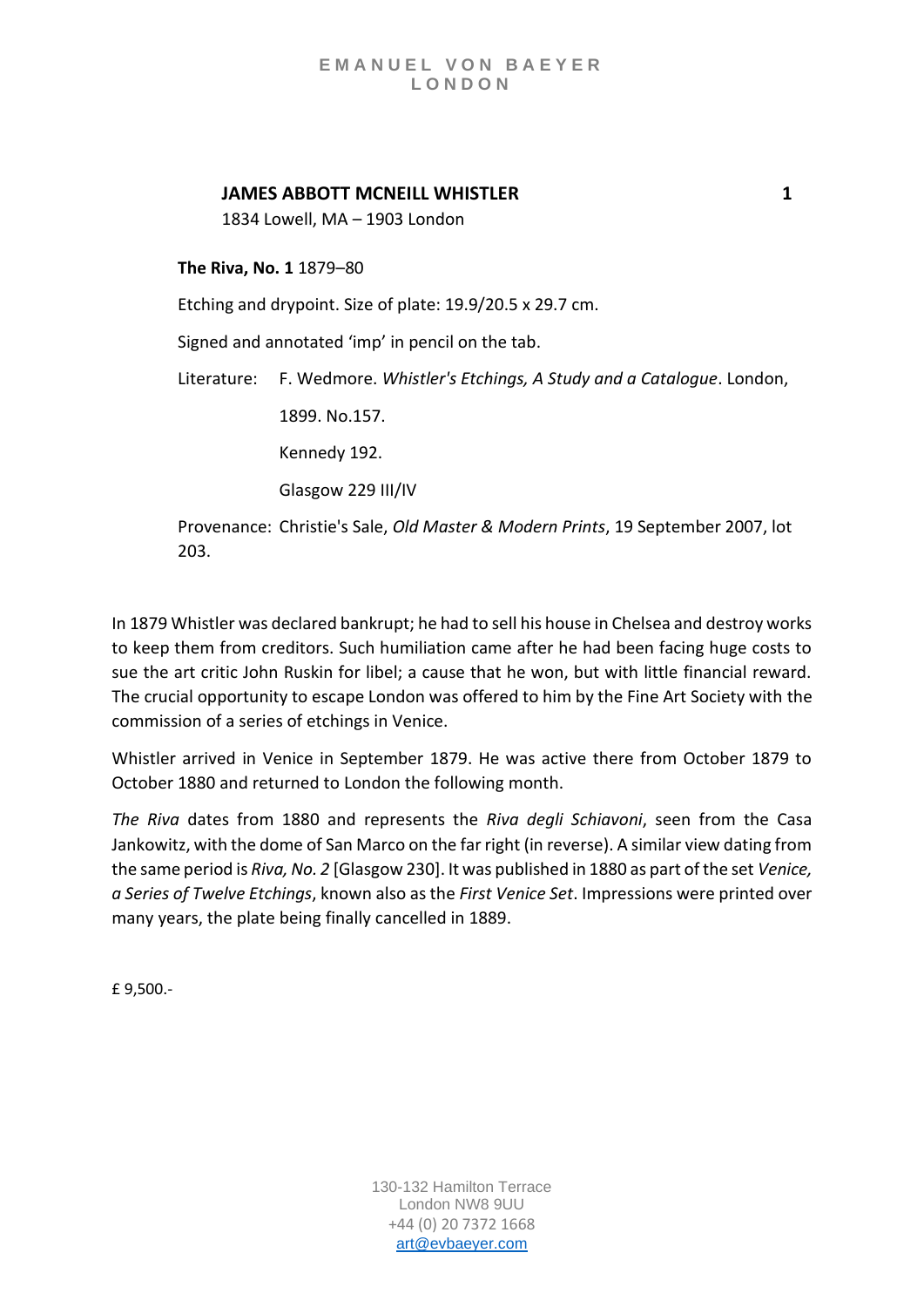**JAMES ABBOTT MCNEILL WHISTLER** **1**

1834 Lowell, MA – 1903 London

**The Riva, No. 1** 1879–80

Etching and drypoint. Size of plate: 19.9/20.5 x 29.7 cm.

Signed and annotated 'imp' in pencil on the tab.

Literature: F. Wedmore. *Whistler's Etchings, A Study and a Catalogue*. London, 1899. No.157.

Kennedy 192.

Glasgow 229 III/IV

Provenance: Christie's Sale, *Old Master & Modern Prints*, 19 September 2007, lot 203.

In 1879 Whistler was declared bankrupt; he had to sell his house in Chelsea and destroy works to keep them from creditors. Such humiliation came after he had been facing huge costs to sue the art critic John Ruskin for libel; a cause that he won, but with little financial reward. The crucial opportunity to escape London was offered to him by the Fine Art Society with the commission of a series of etchings in Venice.

Whistler arrived in Venice in September 1879. He was active there from October 1879 to October 1880 and returned to London the following month.

*The Riva* dates from 1880 and represents the *Riva degli Schiavoni*, seen from the Casa Jankowitz, with the dome of San Marco on the far right (in reverse). A similar view dating from the same period is *Riva, No. 2* [Glasgow 230]. It was published in 1880 as part of the set *Venice, a Series of Twelve Etchings*, known also as the *First Venice Set*. Impressions were printed over many years, the plate being finally cancelled in 1889.

£ 9,500.-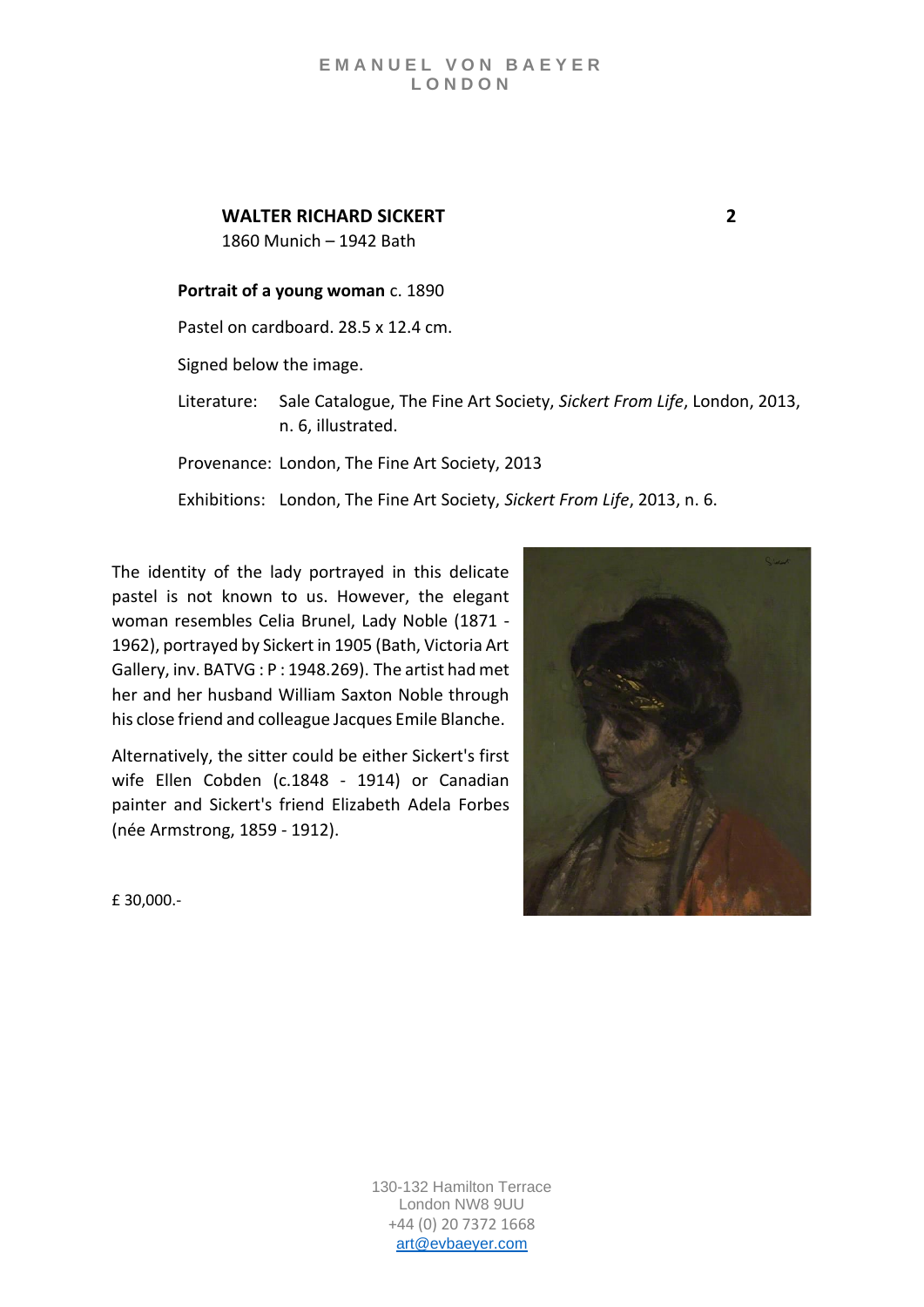**WALTER RICHARD SICKERT** **2**
1860 Munich – 1942 Bath

**Portrait of a young woman** c. 1890

Pastel on cardboard. 28.5 x 12.4 cm.

Signed below the image.

Literature: Sale Catalogue, The Fine Art Society, *Sickert From Life*, London, 2013, n. 6, illustrated.

Provenance: London, The Fine Art Society, 2013

Exhibitions: London, The Fine Art Society, *Sickert From Life*, 2013, n. 6.

The identity of the lady portrayed in this delicate pastel is not known to us. However, the elegant woman resembles Celia Brunel, Lady Noble (1871 - 1962), portrayed by Sickert in 1905 (Bath, Victoria Art Gallery, inv. BATVG : P : 1948.269). The artist had met her and her husband William Saxton Noble through his close friend and colleague Jacques Emile Blanche.

Alternatively, the sitter could be either Sickert's first wife Ellen Cobden (c.1848 - 1914) or Canadian painter and Sickert's friend Elizabeth Adela Forbes (née Armstrong, 1859 - 1912).

£ 30,000.-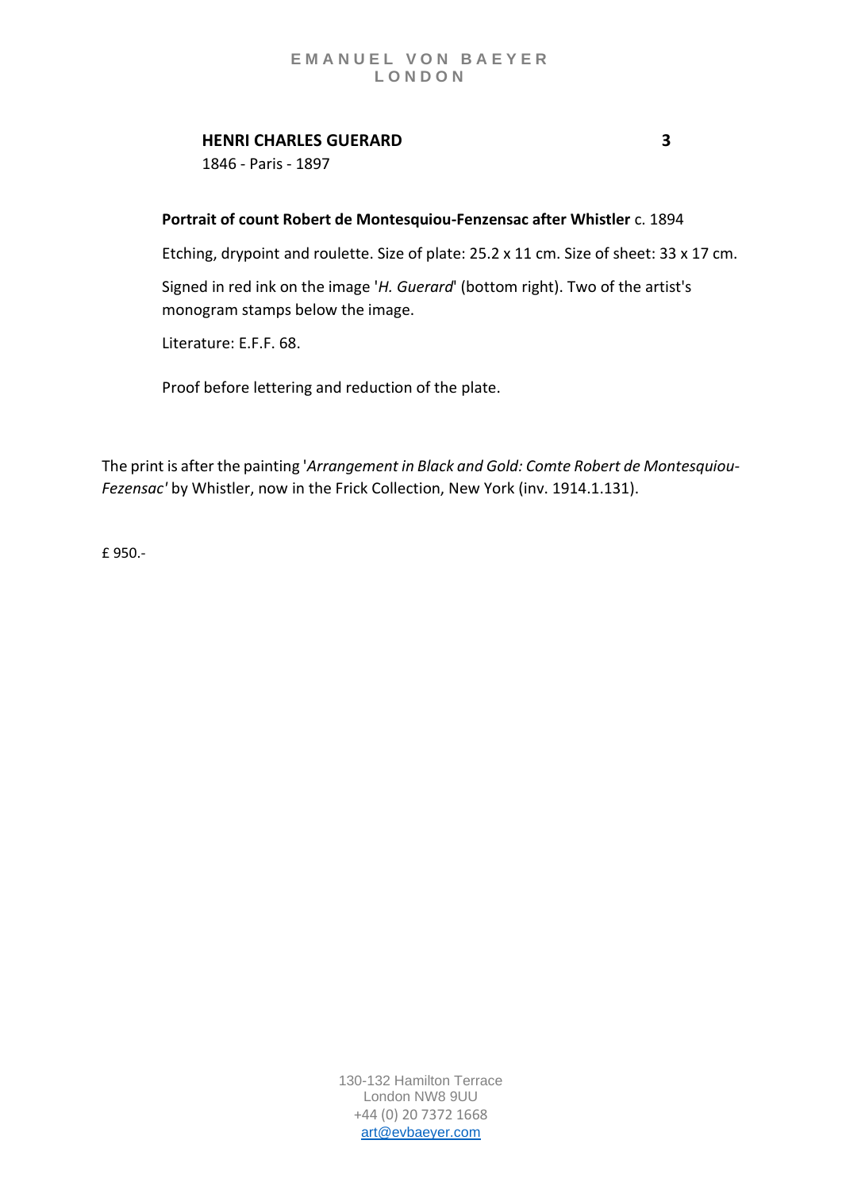**HENRI CHARLES GUERARD** **3**

1846 - Paris - 1897

**Portrait of count Robert de Montesquiou-Fenzensac after Whistler** c. 1894

Etching, drypoint and roulette. Size of plate: 25.2 x 11 cm. Size of sheet: 33 x 17 cm.

Signed in red ink on the image '*H. Guerard*' (bottom right). Two of the artist's monogram stamps below the image.

Literature: E.F.F. 68.

Proof before lettering and reduction of the plate.

The print is after the painting '*Arrangement in Black and Gold: Comte Robert de Montesquiou-Fezensac'* by Whistler, now in the Frick Collection, New York (inv. 1914.1.131).

£ 950.-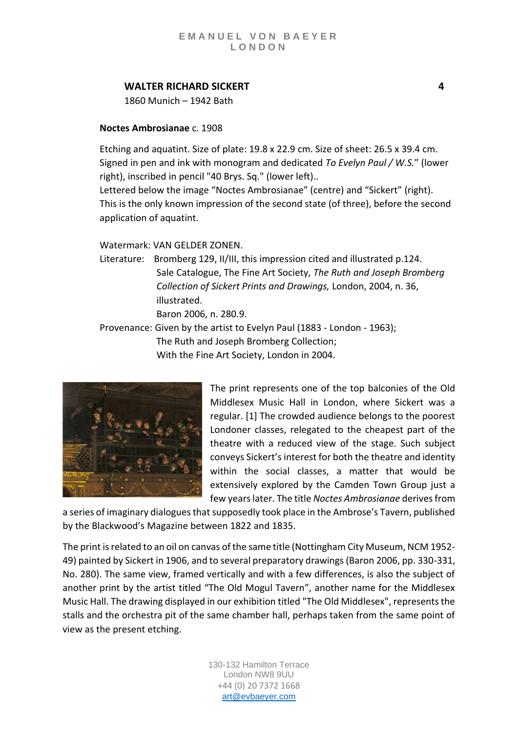**WALTER RICHARD SICKERT** **4**

1860 Munich – 1942 Bath

**Noctes Ambrosianae** c. 1908

Etching and aquatint. Size of plate: 19.8 x 22.9 cm. Size of sheet: 26.5 x 39.4 cm. Signed in pen and ink with monogram and dedicated *To Evelyn Paul / W.S.*" (lower right), inscribed in pencil "40 Brys. Sq." (lower left)..
Lettered below the image "Noctes Ambrosianae" (centre) and "Sickert" (right).
This is the only known impression of the second state (of three), before the second application of aquatint.

Watermark: VAN GELDER ZONEN.

Literature: Bromberg 129, II/III, this impression cited and illustrated p.124.
Sale Catalogue, The Fine Art Society, *The Ruth and Joseph Bromberg Collection of Sickert Prints and Drawings,* London, 2004, n. 36, illustrated.
Baron 2006, n. 280.9.

Provenance: Given by the artist to Evelyn Paul (1883 - London - 1963);
The Ruth and Joseph Bromberg Collection;
With the Fine Art Society, London in 2004.

The print represents one of the top balconies of the Old Middlesex Music Hall in London, where Sickert was a regular. [1] The crowded audience belongs to the poorest Londoner classes, relegated to the cheapest part of the theatre with a reduced view of the stage. Such subject conveys Sickert's interest for both the theatre and identity within the social classes, a matter that would be extensively explored by the Camden Town Group just a few years later. The title *Noctes Ambrosianae* derives from a series of imaginary dialogues that supposedly took place in the Ambrose's Tavern, published by the Blackwood's Magazine between 1822 and 1835.

The print is related to an oil on canvas of the same title (Nottingham City Museum, NCM 1952-49) painted by Sickert in 1906, and to several preparatory drawings (Baron 2006, pp. 330-331, No. 280). The same view, framed vertically and with a few differences, is also the subject of another print by the artist titled "The Old Mogul Tavern", another name for the Middlesex Music Hall. The drawing displayed in our exhibition titled "The Old Middlesex", represents the stalls and the orchestra pit of the same chamber hall, perhaps taken from the same point of view as the present etching.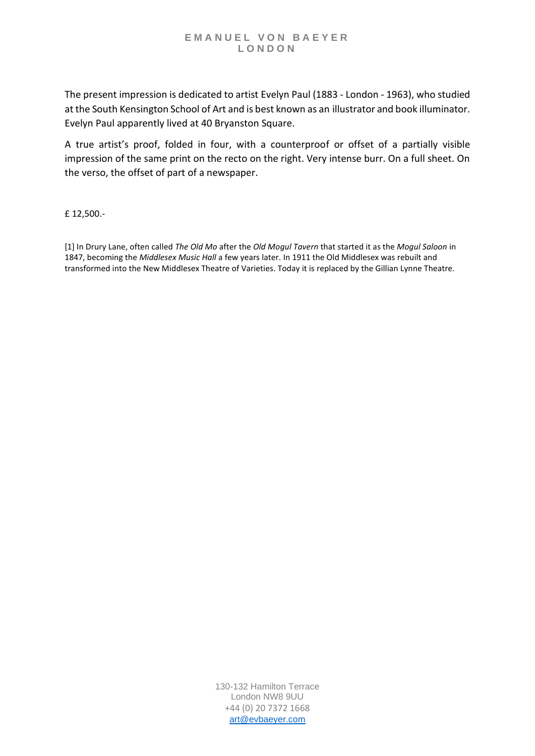The present impression is dedicated to artist Evelyn Paul (1883 - London - 1963), who studied at the South Kensington School of Art and is best known as an illustrator and book illuminator. Evelyn Paul apparently lived at 40 Bryanston Square.

A true artist's proof, folded in four, with a counterproof or offset of a partially visible impression of the same print on the recto on the right. Very intense burr. On a full sheet. On the verso, the offset of part of a newspaper.

£ 12,500.-

[1] In Drury Lane, often called *The Old Mo* after the *Old Mogul Tavern* that started it as the *Mogul Saloon* in 1847, becoming the *Middlesex Music Hall* a few years later. In 1911 the Old Middlesex was rebuilt and transformed into the New Middlesex Theatre of Varieties. Today it is replaced by the Gillian Lynne Theatre.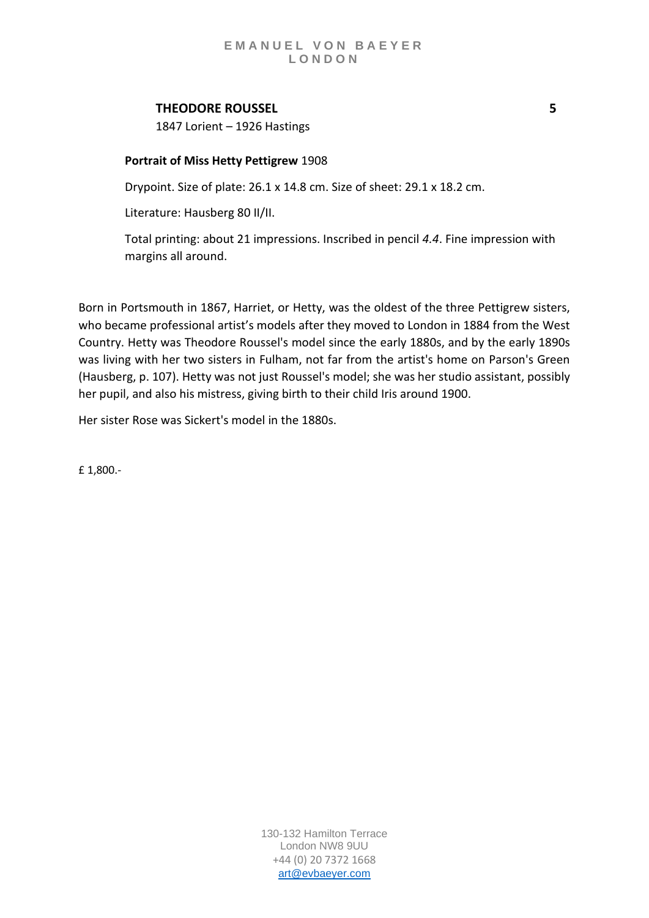**THEODORE ROUSSEL** **5**

1847 Lorient – 1926 Hastings

**Portrait of Miss Hetty Pettigrew** 1908

Drypoint. Size of plate: 26.1 x 14.8 cm. Size of sheet: 29.1 x 18.2 cm.

Literature: Hausberg 80 II/II.

Total printing: about 21 impressions. Inscribed in pencil *4.4*. Fine impression with margins all around.

Born in Portsmouth in 1867, Harriet, or Hetty, was the oldest of the three Pettigrew sisters, who became professional artist's models after they moved to London in 1884 from the West Country. Hetty was Theodore Roussel's model since the early 1880s, and by the early 1890s was living with her two sisters in Fulham, not far from the artist's home on Parson's Green (Hausberg, p. 107). Hetty was not just Roussel's model; she was her studio assistant, possibly her pupil, and also his mistress, giving birth to their child Iris around 1900.

Her sister Rose was Sickert's model in the 1880s.

£ 1,800.-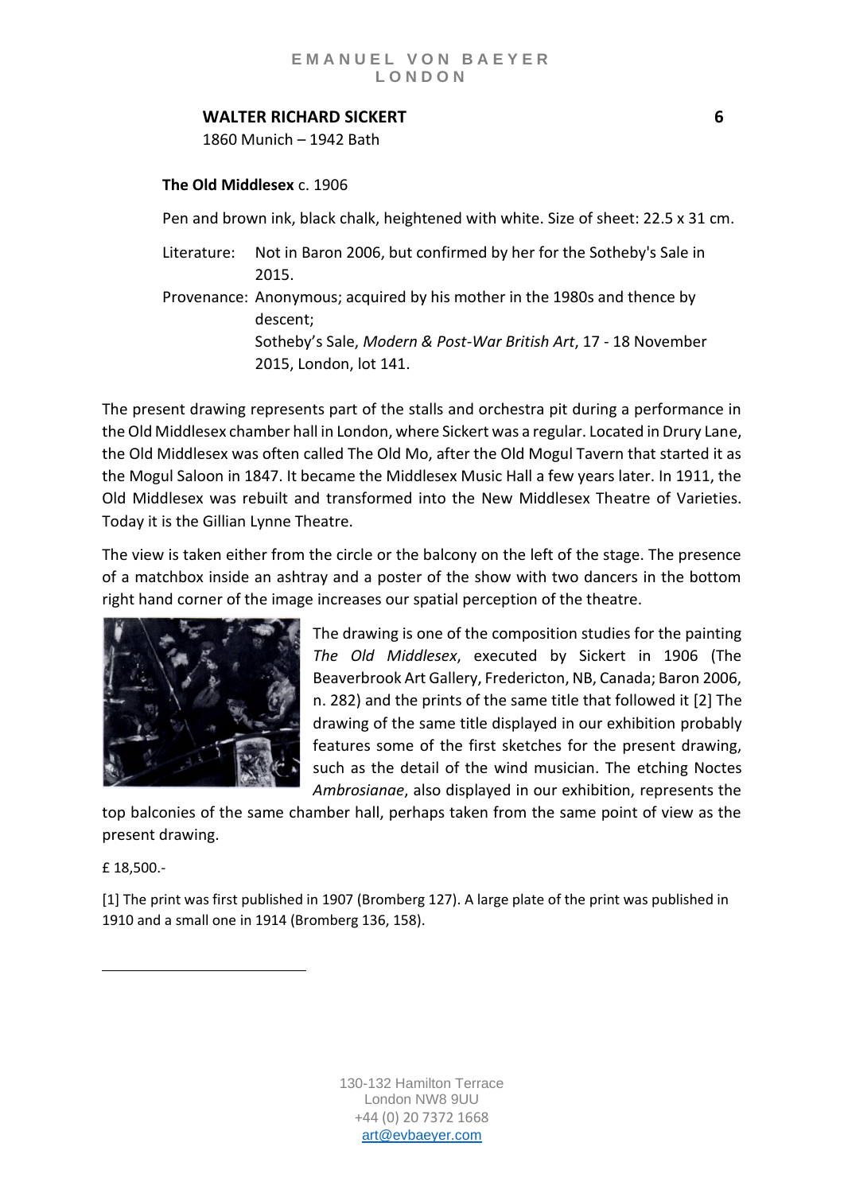**WALTER RICHARD SICKERT** 6

1860 Munich – 1942 Bath

**The Old Middlesex** c. 1906

Pen and brown ink, black chalk, heightened with white. Size of sheet: 22.5 x 31 cm.

Literature: Not in Baron 2006, but confirmed by her for the Sotheby's Sale in 2015.

Provenance: Anonymous; acquired by his mother in the 1980s and thence by descent;
Sotheby's Sale, *Modern & Post-War British Art*, 17 - 18 November 2015, London, lot 141.

The present drawing represents part of the stalls and orchestra pit during a performance in the Old Middlesex chamber hall in London, where Sickert was a regular. Located in Drury Lane, the Old Middlesex was often called The Old Mo, after the Old Mogul Tavern that started it as the Mogul Saloon in 1847. It became the Middlesex Music Hall a few years later. In 1911, the Old Middlesex was rebuilt and transformed into the New Middlesex Theatre of Varieties. Today it is the Gillian Lynne Theatre.

The view is taken either from the circle or the balcony on the left of the stage. The presence of a matchbox inside an ashtray and a poster of the show with two dancers in the bottom right hand corner of the image increases our spatial perception of the theatre.

The drawing is one of the composition studies for the painting *The Old Middlesex*, executed by Sickert in 1906 (The Beaverbrook Art Gallery, Fredericton, NB, Canada; Baron 2006, n. 282) and the prints of the same title that followed it [2] The drawing of the same title displayed in our exhibition probably features some of the first sketches for the present drawing, such as the detail of the wind musician. The etching Noctes *Ambrosianae*, also displayed in our exhibition, represents the top balconies of the same chamber hall, perhaps taken from the same point of view as the present drawing.

£ 18,500.-

[1] The print was first published in 1907 (Bromberg 127). A large plate of the print was published in 1910 and a small one in 1914 (Bromberg 136, 158).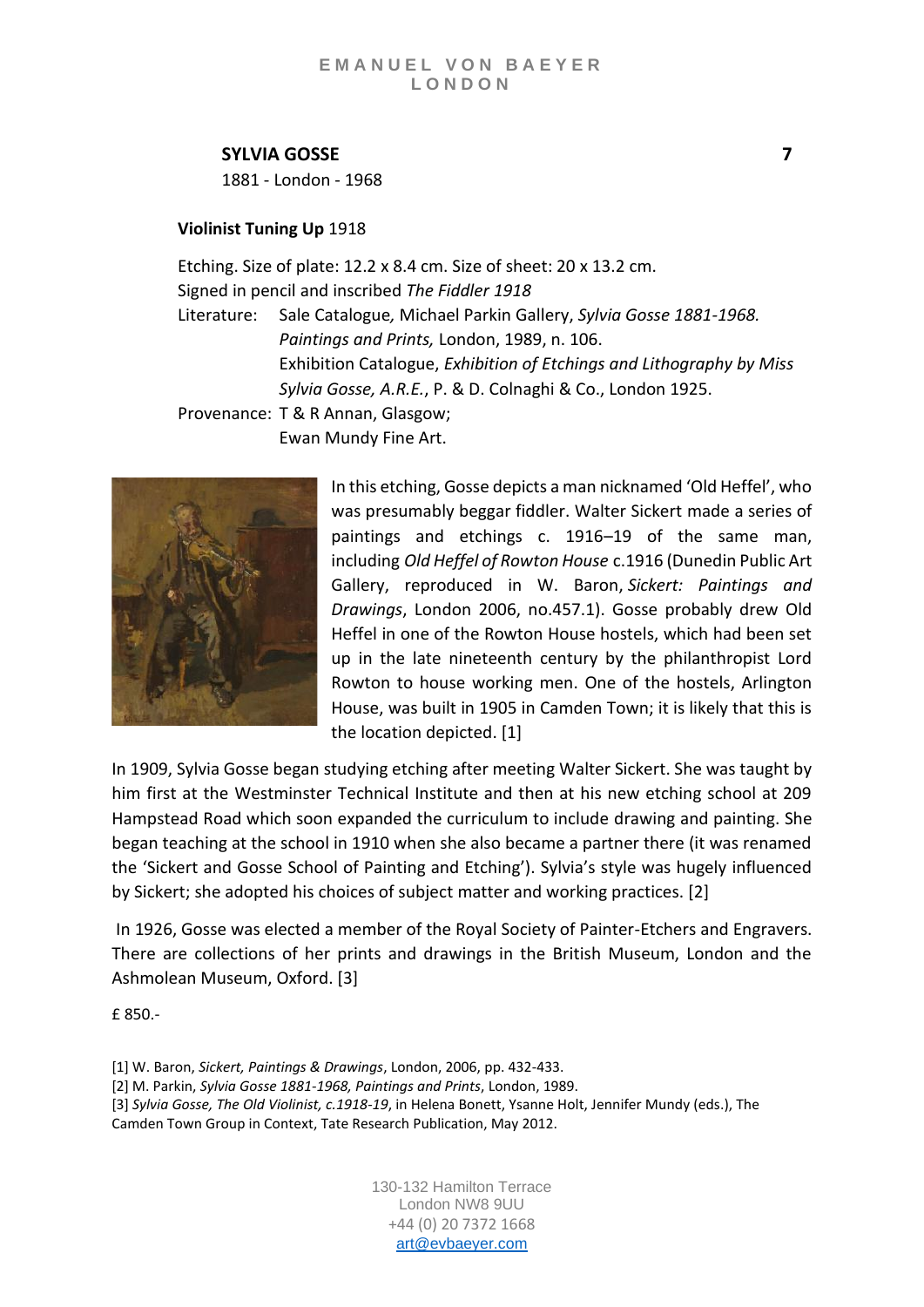**SYLVIA GOSSE** **7**

1881 - London - 1968

**Violinist Tuning Up** 1918

Etching. Size of plate: 12.2 x 8.4 cm. Size of sheet: 20 x 13.2 cm.
Signed in pencil and inscribed *The Fiddler 1918*

Literature: Sale Catalogue, Michael Parkin Gallery, *Sylvia Gosse 1881-1968. Paintings and Prints,* London, 1989, n. 106.
Exhibition Catalogue, *Exhibition of Etchings and Lithography by Miss Sylvia Gosse, A.R.E.*, P. & D. Colnaghi & Co., London 1925.

Provenance: T & R Annan, Glasgow;
Ewan Mundy Fine Art.

In this etching, Gosse depicts a man nicknamed 'Old Heffel', who was presumably beggar fiddler. Walter Sickert made a series of paintings and etchings c. 1916–19 of the same man, including *Old Heffel of Rowton House* c.1916 (Dunedin Public Art Gallery, reproduced in W. Baron, *Sickert: Paintings and Drawings*, London 2006, no.457.1). Gosse probably drew Old Heffel in one of the Rowton House hostels, which had been set up in the late nineteenth century by the philanthropist Lord Rowton to house working men. One of the hostels, Arlington House, was built in 1905 in Camden Town; it is likely that this is the location depicted. [1]

In 1909, Sylvia Gosse began studying etching after meeting Walter Sickert. She was taught by him first at the Westminster Technical Institute and then at his new etching school at 209 Hampstead Road which soon expanded the curriculum to include drawing and painting. She began teaching at the school in 1910 when she also became a partner there (it was renamed the 'Sickert and Gosse School of Painting and Etching'). Sylvia's style was hugely influenced by Sickert; she adopted his choices of subject matter and working practices. [2]

In 1926, Gosse was elected a member of the Royal Society of Painter-Etchers and Engravers. There are collections of her prints and drawings in the British Museum, London and the Ashmolean Museum, Oxford. [3]

£ 850.-

[1] W. Baron, *Sickert, Paintings & Drawings*, London, 2006, pp. 432-433.
[2] M. Parkin, *Sylvia Gosse 1881-1968, Paintings and Prints*, London, 1989.
[3] *Sylvia Gosse, The Old Violinist, c.1918-19*, in Helena Bonett, Ysanne Holt, Jennifer Mundy (eds.), The Camden Town Group in Context, Tate Research Publication, May 2012.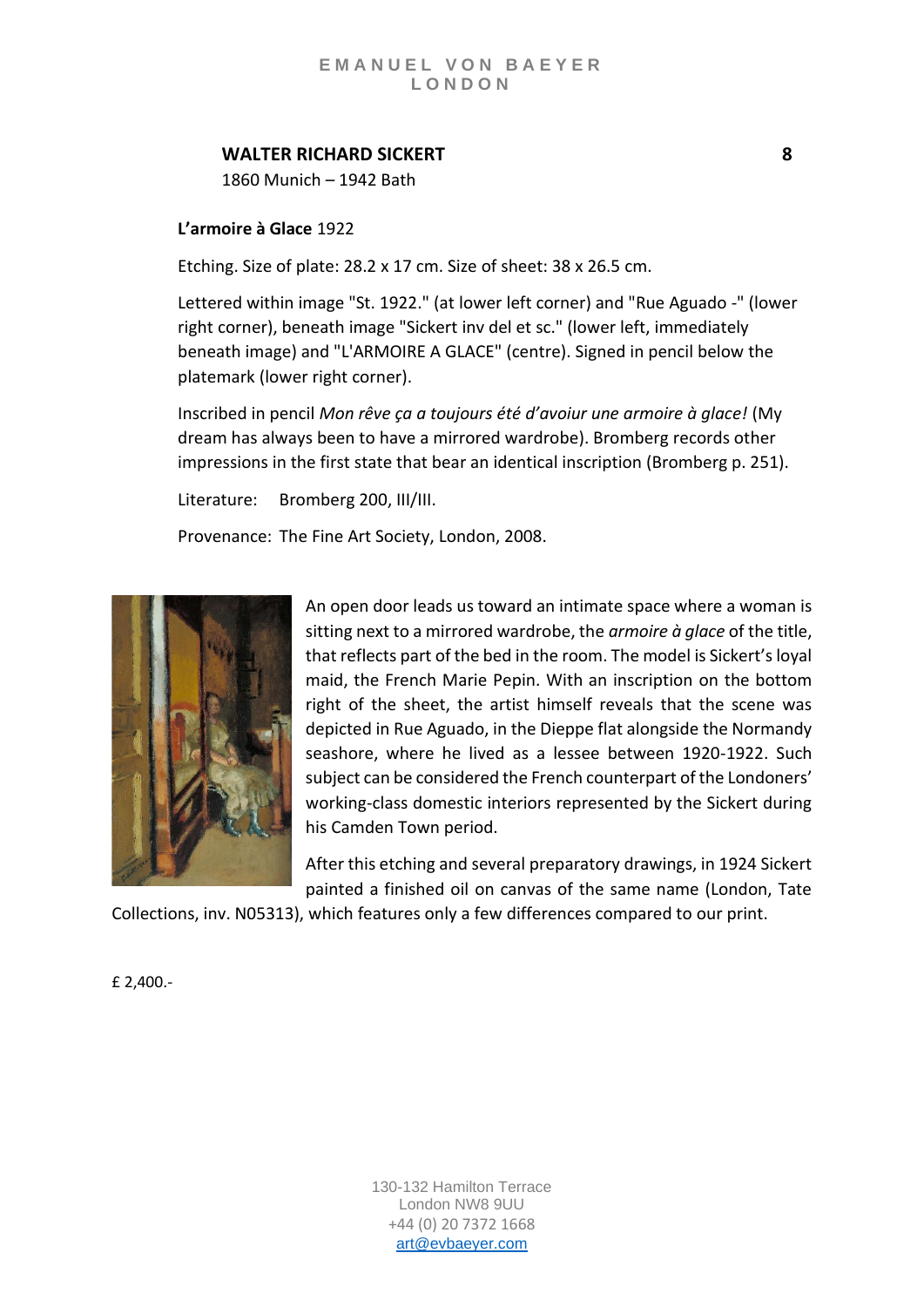## WALTER RICHARD SICKERT

8

1860 Munich – 1942 Bath

**L'armoire à Glace** 1922

Etching. Size of plate: 28.2 x 17 cm. Size of sheet: 38 x 26.5 cm.

Lettered within image "St. 1922." (at lower left corner) and "Rue Aguado -" (lower right corner), beneath image "Sickert inv del et sc." (lower left, immediately beneath image) and "L'ARMOIRE A GLACE" (centre). Signed in pencil below the platemark (lower right corner).

Inscribed in pencil *Mon rêve ça a toujours été d'avoiur une armoire à glace!* (My dream has always been to have a mirrored wardrobe). Bromberg records other impressions in the first state that bear an identical inscription (Bromberg p. 251).

Literature: Bromberg 200, III/III.

Provenance: The Fine Art Society, London, 2008.

An open door leads us toward an intimate space where a woman is sitting next to a mirrored wardrobe, the *armoire à glace* of the title, that reflects part of the bed in the room. The model is Sickert's loyal maid, the French Marie Pepin. With an inscription on the bottom right of the sheet, the artist himself reveals that the scene was depicted in Rue Aguado, in the Dieppe flat alongside the Normandy seashore, where he lived as a lessee between 1920-1922. Such subject can be considered the French counterpart of the Londoners' working-class domestic interiors represented by the Sickert during his Camden Town period.

After this etching and several preparatory drawings, in 1924 Sickert painted a finished oil on canvas of the same name (London, Tate Collections, inv. N05313), which features only a few differences compared to our print.

£ 2,400.-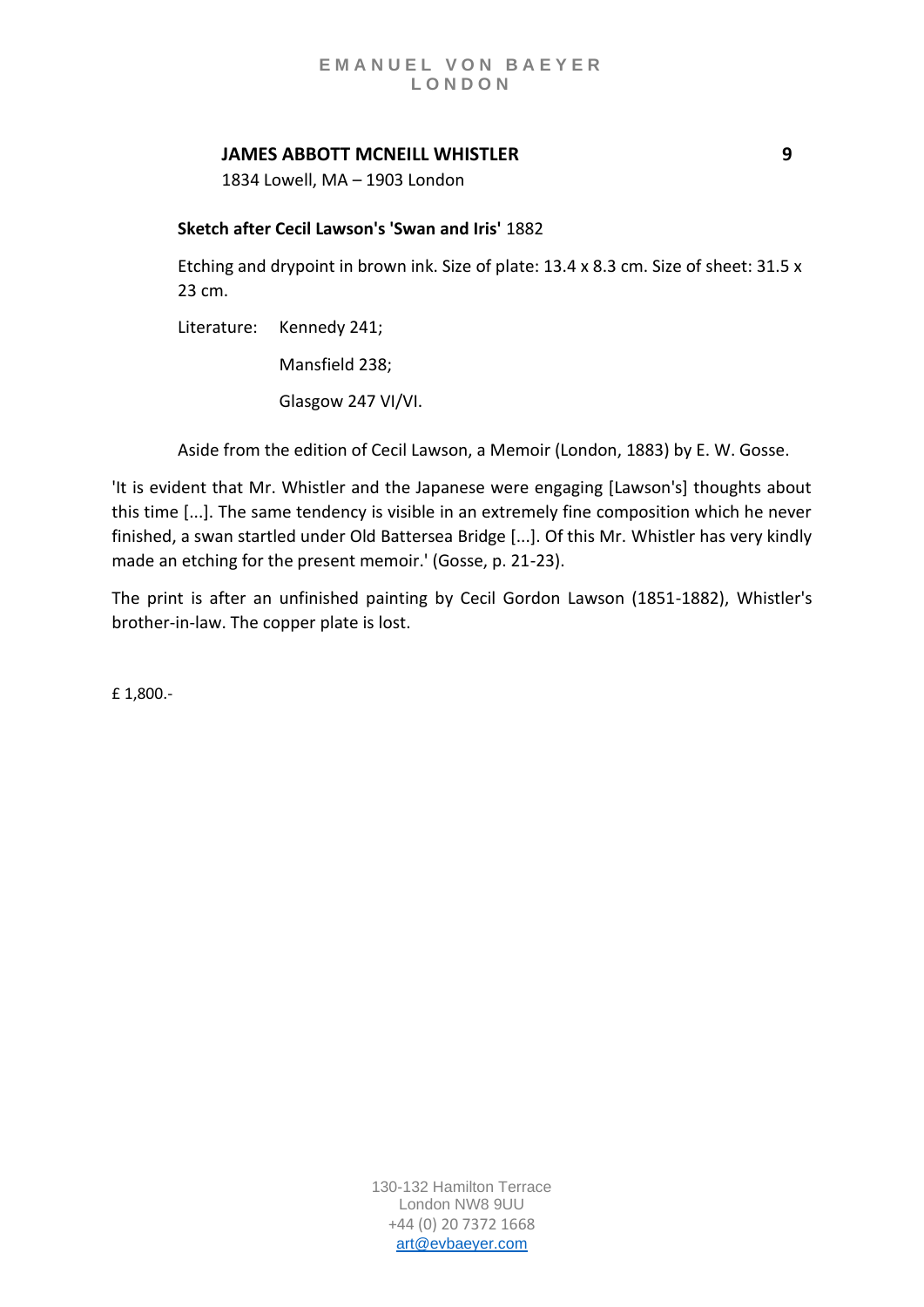## JAMES ABBOTT MCNEILL WHISTLER **9**

1834 Lowell, MA – 1903 London

**Sketch after Cecil Lawson's 'Swan and Iris'** 1882

Etching and drypoint in brown ink. Size of plate: 13.4 x 8.3 cm. Size of sheet: 31.5 x 23 cm.

Literature: Kennedy 241;

Mansfield 238;

Glasgow 247 VI/VI.

Aside from the edition of Cecil Lawson, a Memoir (London, 1883) by E. W. Gosse.

'It is evident that Mr. Whistler and the Japanese were engaging [Lawson's] thoughts about this time [...]. The same tendency is visible in an extremely fine composition which he never finished, a swan startled under Old Battersea Bridge [...]. Of this Mr. Whistler has very kindly made an etching for the present memoir.' (Gosse, p. 21-23).

The print is after an unfinished painting by Cecil Gordon Lawson (1851-1882), Whistler's brother-in-law. The copper plate is lost.

£ 1,800.-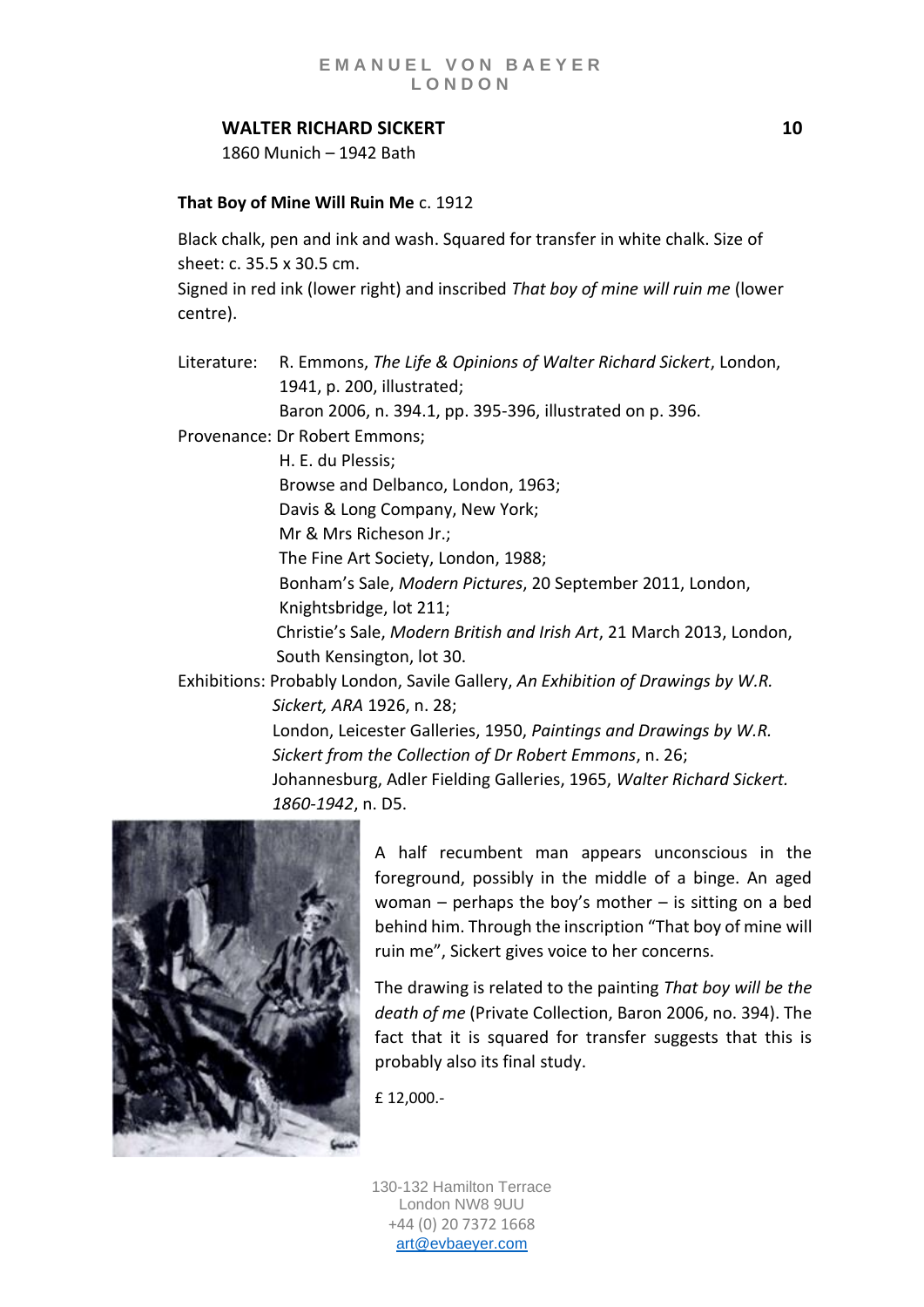**WALTER RICHARD SICKERT** **10**

1860 Munich – 1942 Bath

**That Boy of Mine Will Ruin Me** c. 1912

Black chalk, pen and ink and wash. Squared for transfer in white chalk. Size of sheet: c. 35.5 x 30.5 cm.
Signed in red ink (lower right) and inscribed *That boy of mine will ruin me* (lower centre).

Literature: R. Emmons, *The Life & Opinions of Walter Richard Sickert*, London, 1941, p. 200, illustrated;
Baron 2006, n. 394.1, pp. 395-396, illustrated on p. 396.

Provenance: Dr Robert Emmons;
H. E. du Plessis;
Browse and Delbanco, London, 1963;
Davis & Long Company, New York;
Mr & Mrs Richeson Jr.;
The Fine Art Society, London, 1988;
Bonham's Sale, *Modern Pictures*, 20 September 2011, London, Knightsbridge, lot 211;
Christie's Sale, *Modern British and Irish Art*, 21 March 2013, London, South Kensington, lot 30.

Exhibitions: Probably London, Savile Gallery, *An Exhibition of Drawings by W.R. Sickert, ARA* 1926, n. 28;
London, Leicester Galleries, 1950, *Paintings and Drawings by W.R. Sickert from the Collection of Dr Robert Emmons*, n. 26;
Johannesburg, Adler Fielding Galleries, 1965, *Walter Richard Sickert. 1860-1942*, n. D5.

A half recumbent man appears unconscious in the foreground, possibly in the middle of a binge. An aged woman – perhaps the boy's mother – is sitting on a bed behind him. Through the inscription "That boy of mine will ruin me", Sickert gives voice to her concerns.

The drawing is related to the painting *That boy will be the death of me* (Private Collection, Baron 2006, no. 394). The fact that it is squared for transfer suggests that this is probably also its final study.

£ 12,000.-